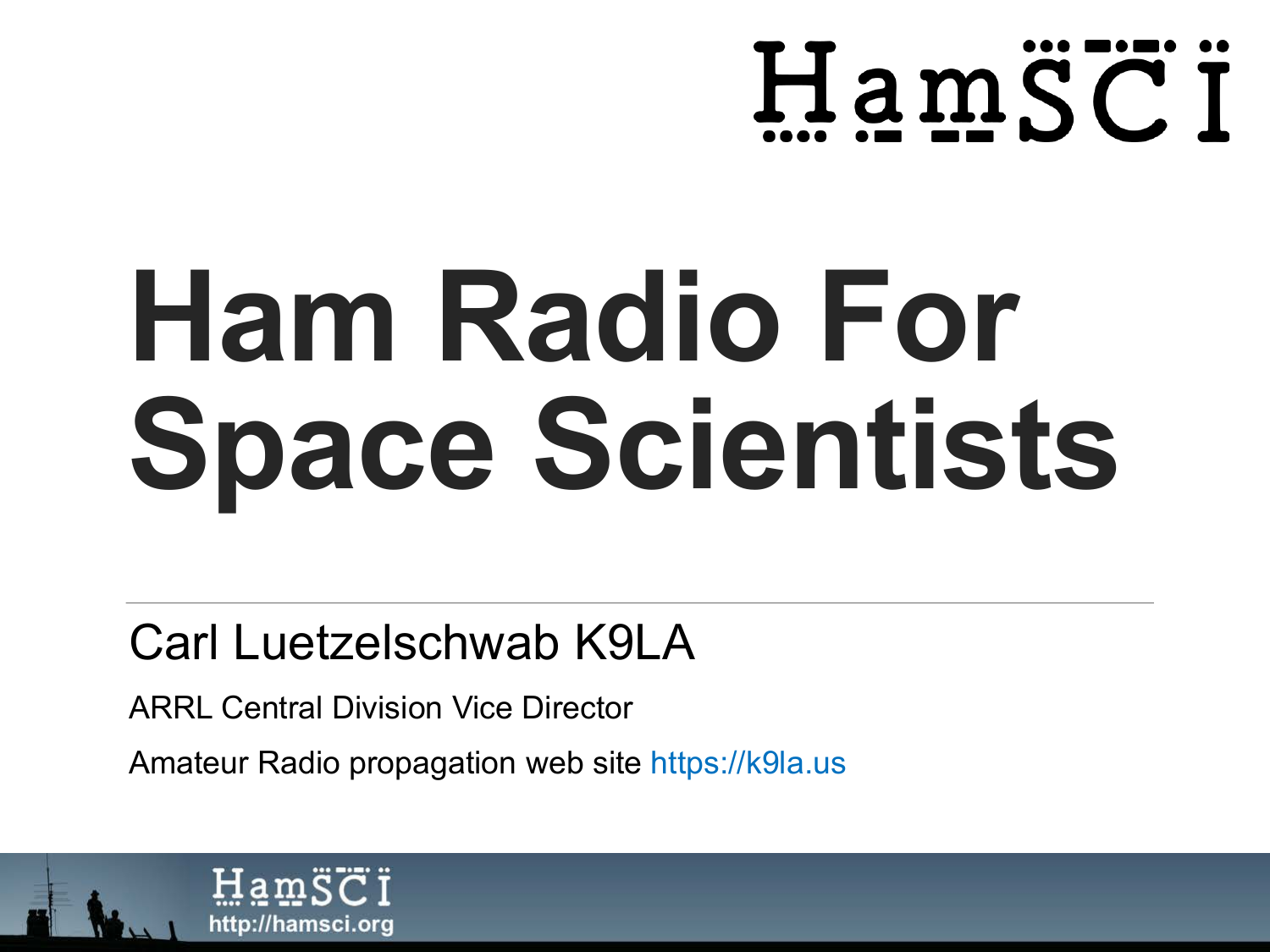HamSCI

# Ham Radio For Space Scientists

Carl Luetzelschwab K9LA

ARRL Central Division Vice Director

Amateur Radio propagation web site https://k9la.us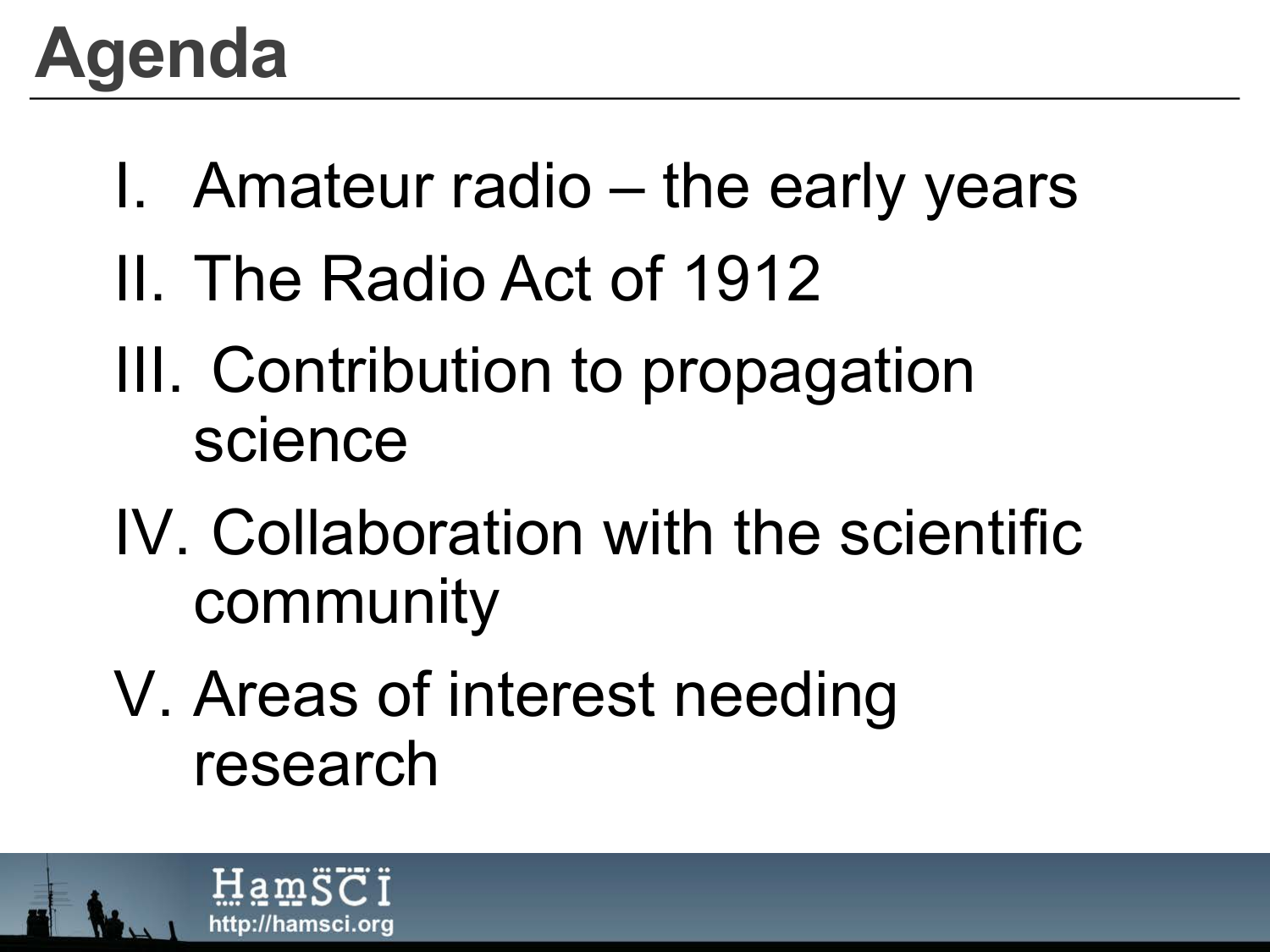# Agenda

I. Amateur radio – the early years
II. The Radio Act of 1912
III. Contribution to propagation science
IV. Collaboration with the scientific community
V. Areas of interest needing research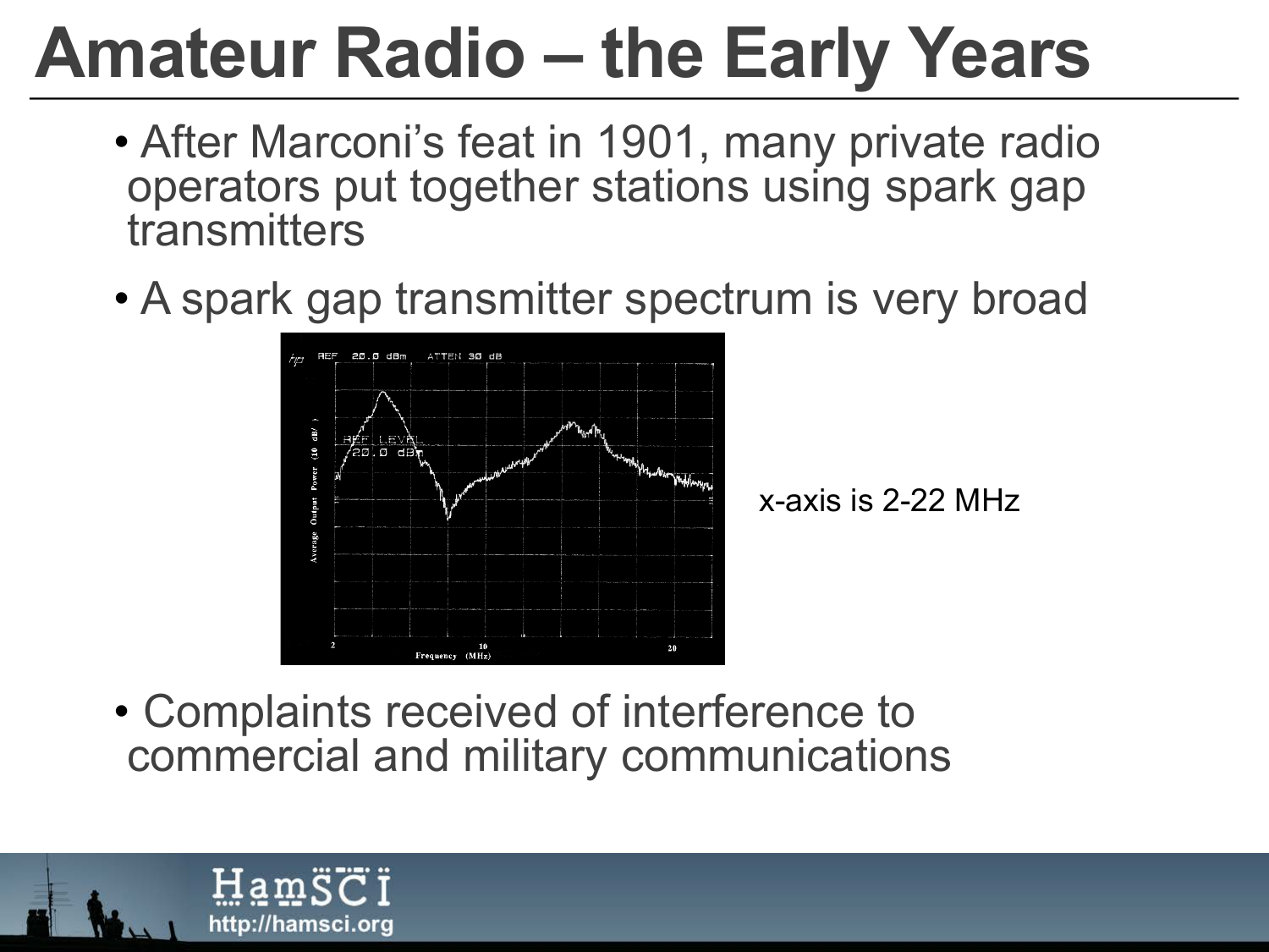# Amateur Radio – the Early Years

- After Marconi's feat in 1901, many private radio operators put together stations using spark gap transmitters
- A spark gap transmitter spectrum is very broad

x-axis is 2-22 MHz

- Complaints received of interference to commercial and military communications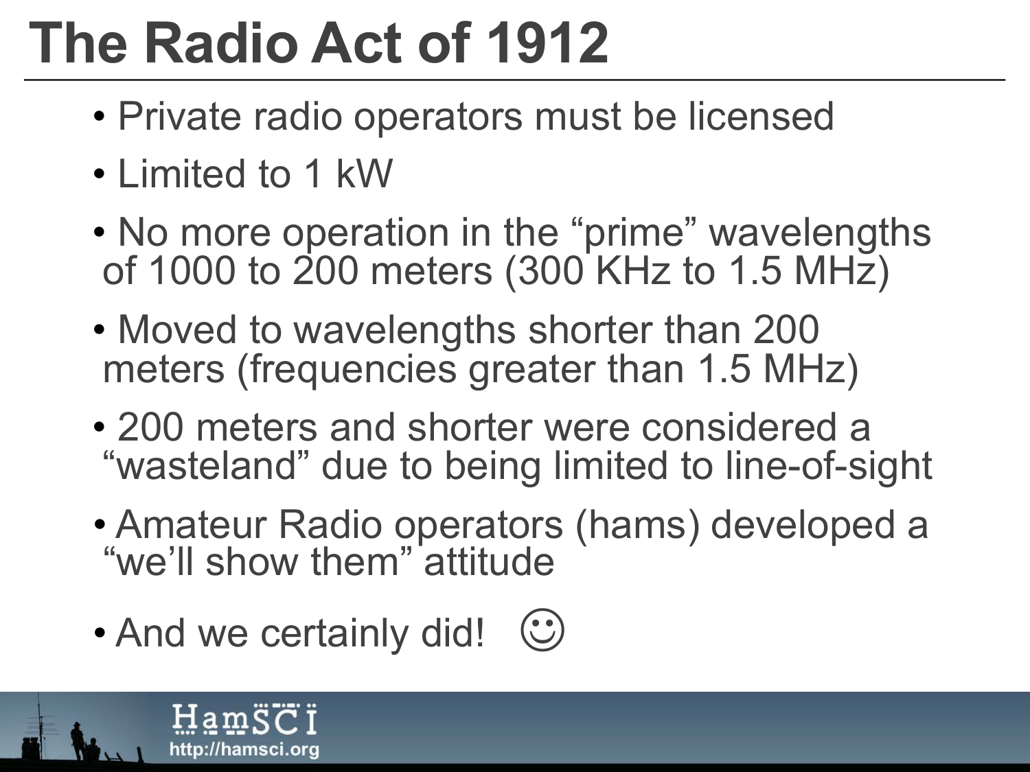# The Radio Act of 1912

- Private radio operators must be licensed
- Limited to 1 kW
- No more operation in the "prime" wavelengths of 1000 to 200 meters (300 KHz to 1.5 MHz)
- Moved to wavelengths shorter than 200 meters (frequencies greater than 1.5 MHz)
- 200 meters and shorter were considered a "wasteland" due to being limited to line-of-sight
- Amateur Radio operators (hams) developed a "we'll show them" attitude
- And we certainly did! ☺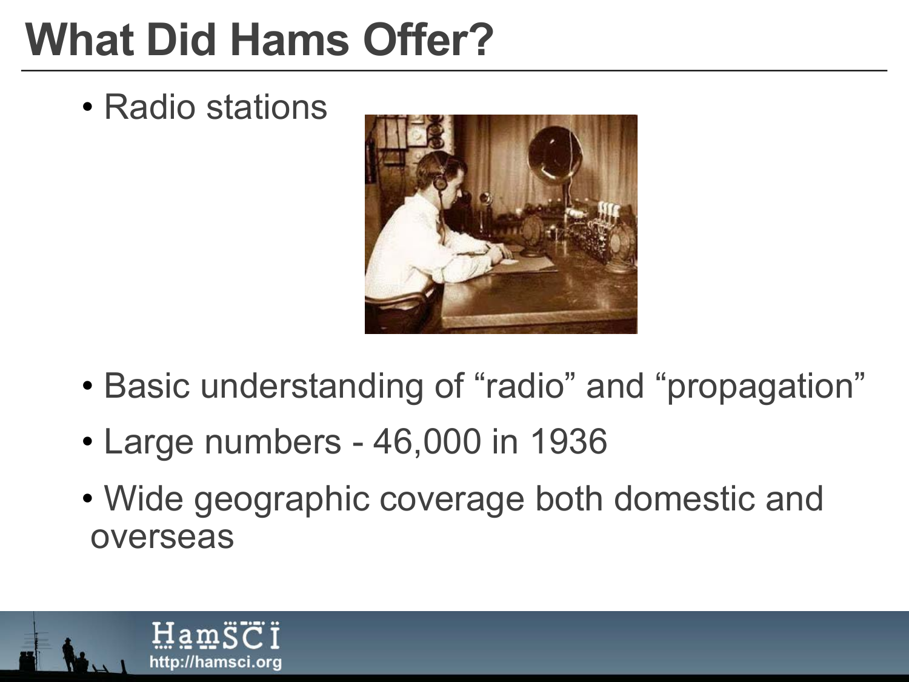# What Did Hams Offer?

- Radio stations
- Basic understanding of “radio” and “propagation”
- Large numbers - 46,000 in 1936
- Wide geographic coverage both domestic and overseas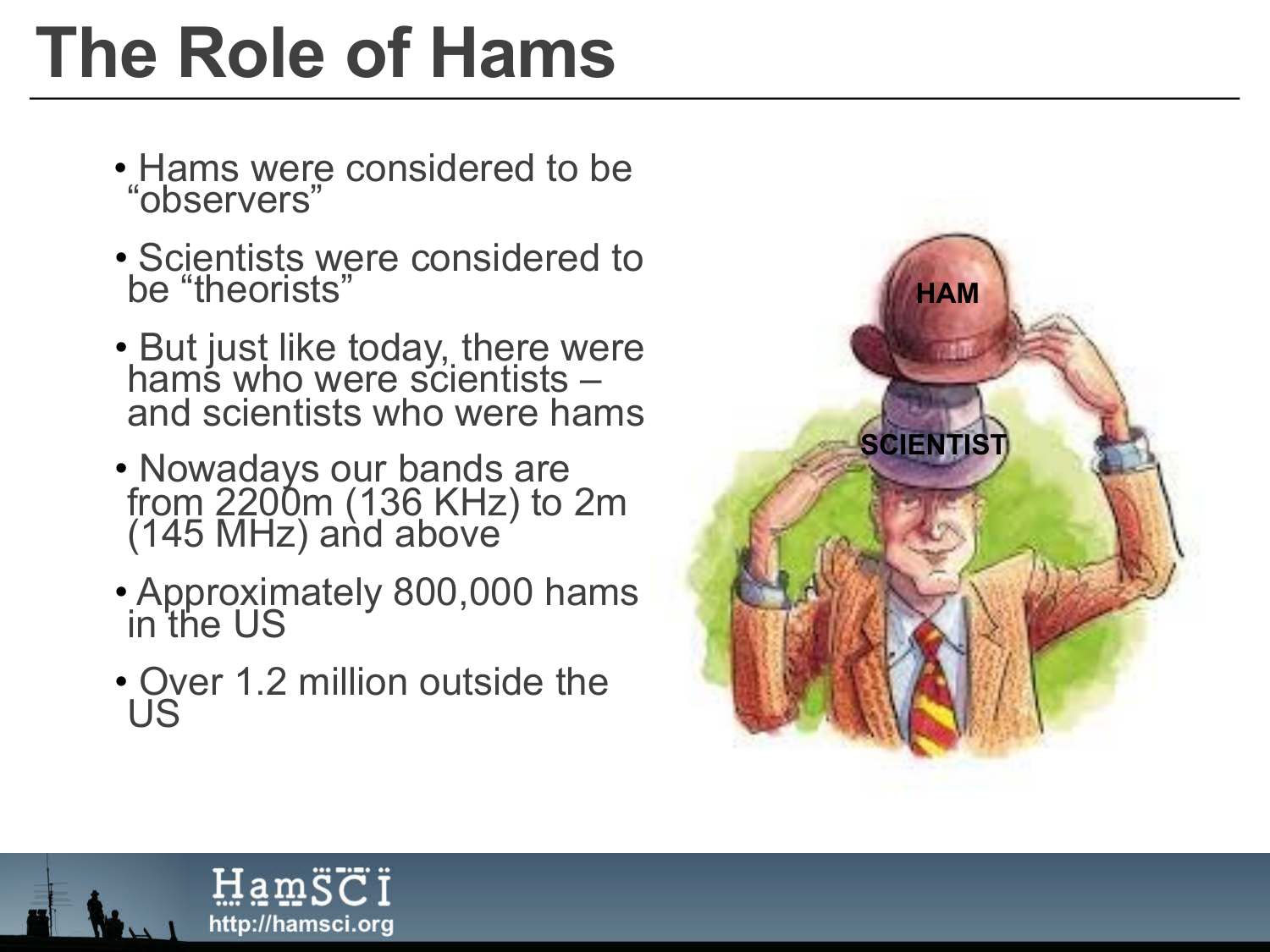# The Role of Hams

- Hams were considered to be “observers”
- Scientists were considered to be “theorists”
- But just like today, there were hams who were scientists – and scientists who were hams
- Nowadays our bands are from 2200m (136 KHz) to 2m (145 MHz) and above
- Approximately 800,000 hams in the US
- Over 1.2 million outside the US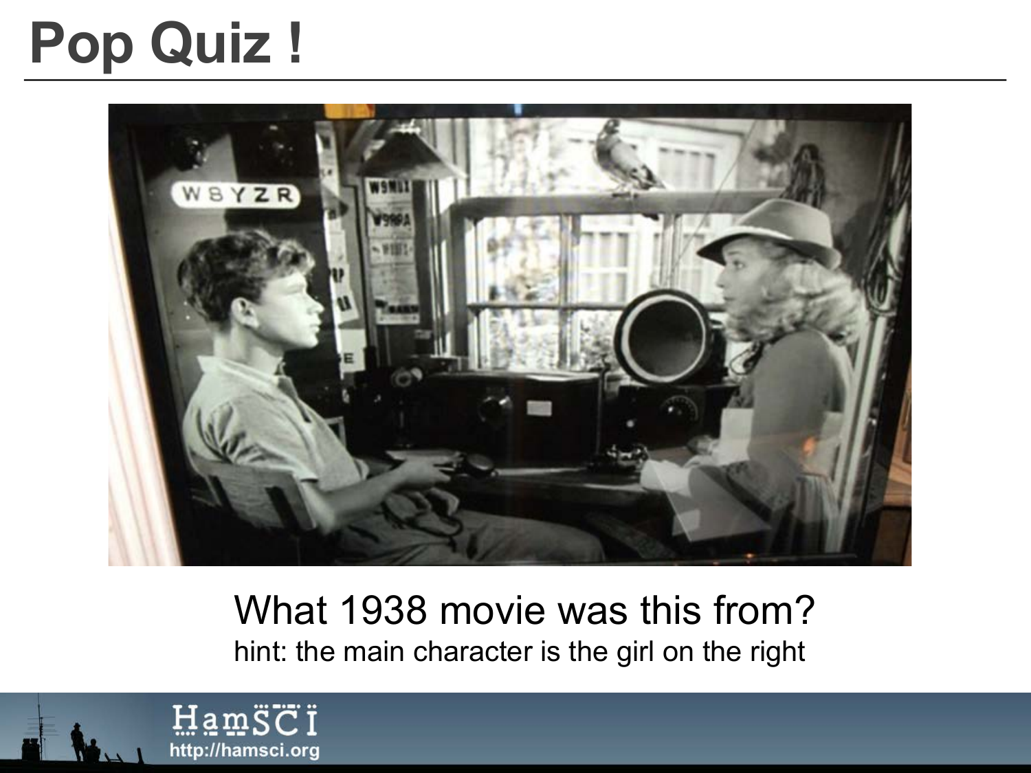# Pop Quiz !

What 1938 movie was this from?

hint: the main character is the girl on the right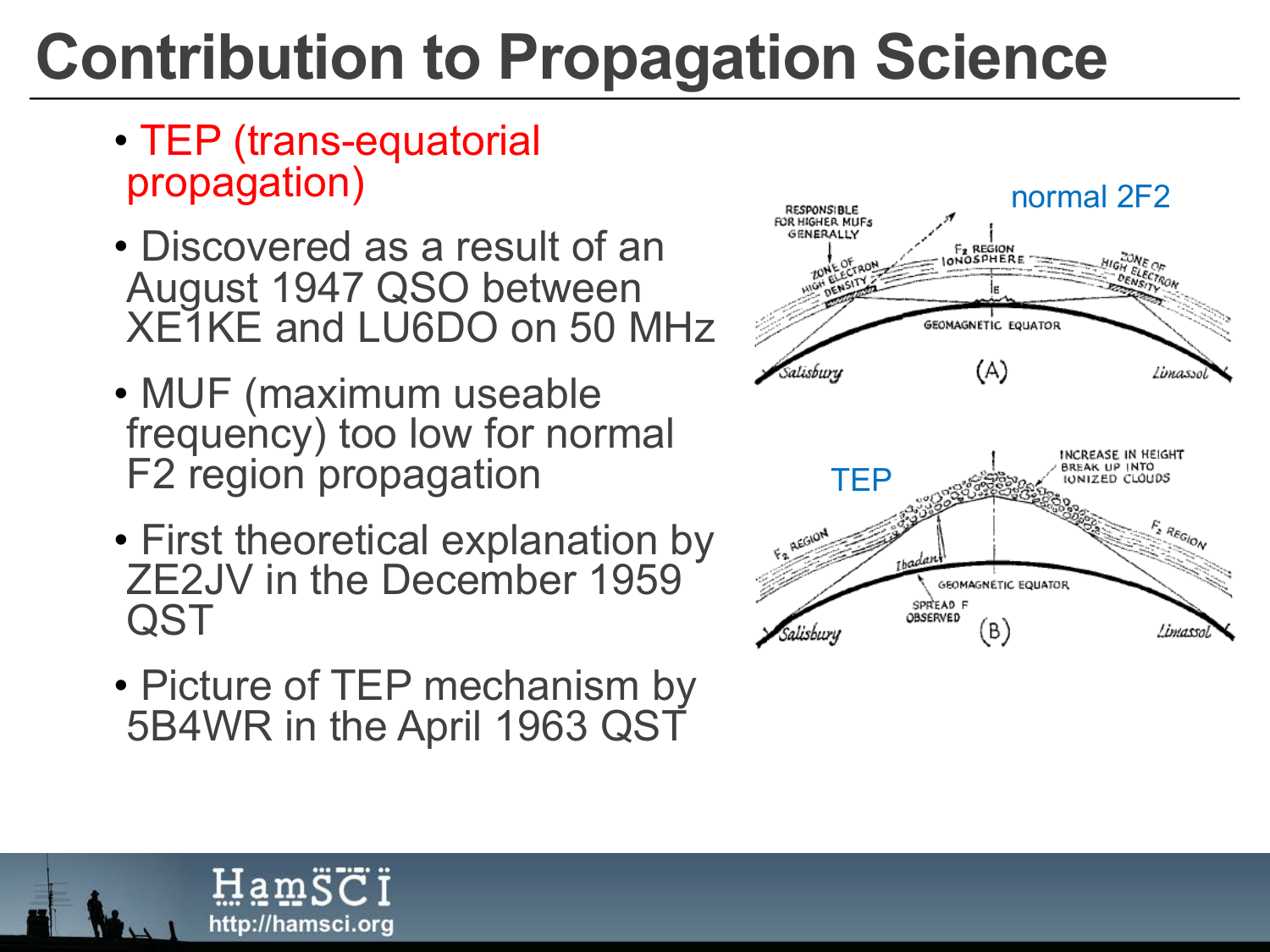# Contribution to Propagation Science

- TEP (trans-equatorial propagation)
- Discovered as a result of an August 1947 QSO between XE1KE and LU6DO on 50 MHz
- MUF (maximum useable frequency) too low for normal F2 region propagation
- First theoretical explanation by ZE2JV in the December 1959 QST
- Picture of TEP mechanism by 5B4WR in the April 1963 QST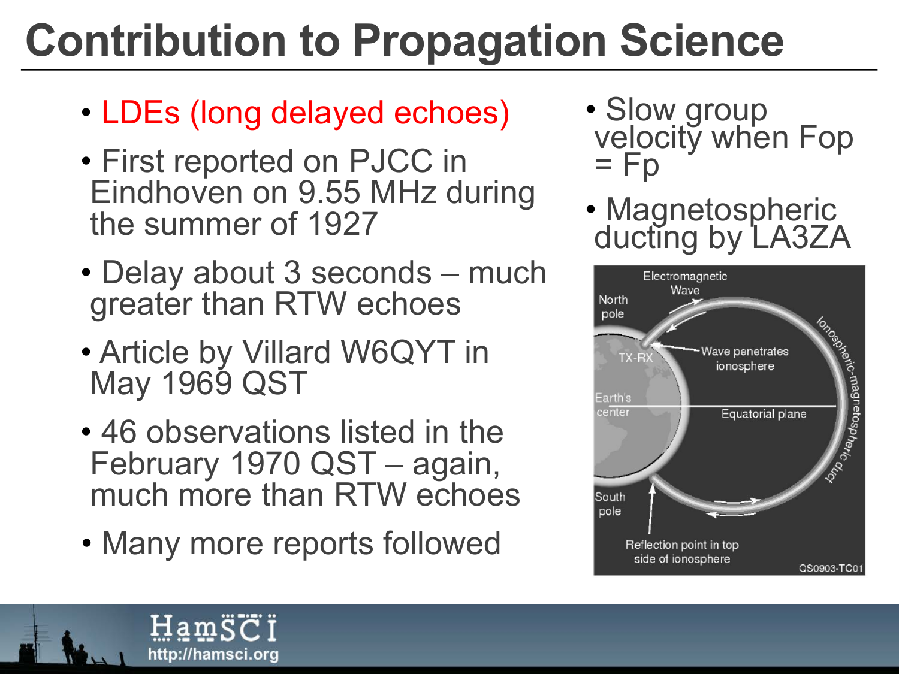# Contribution to Propagation Science

- LDEs (long delayed echoes)
- First reported on PJCC in Eindhoven on 9.55 MHz during the summer of 1927
- Delay about 3 seconds – much greater than RTW echoes
- Article by Villard W6QYT in May 1969 QST
- 46 observations listed in the February 1970 QST – again, much more than RTW echoes
- Many more reports followed

- Slow group velocity when Fop = Fp
- Magnetospheric ducting by LA3ZA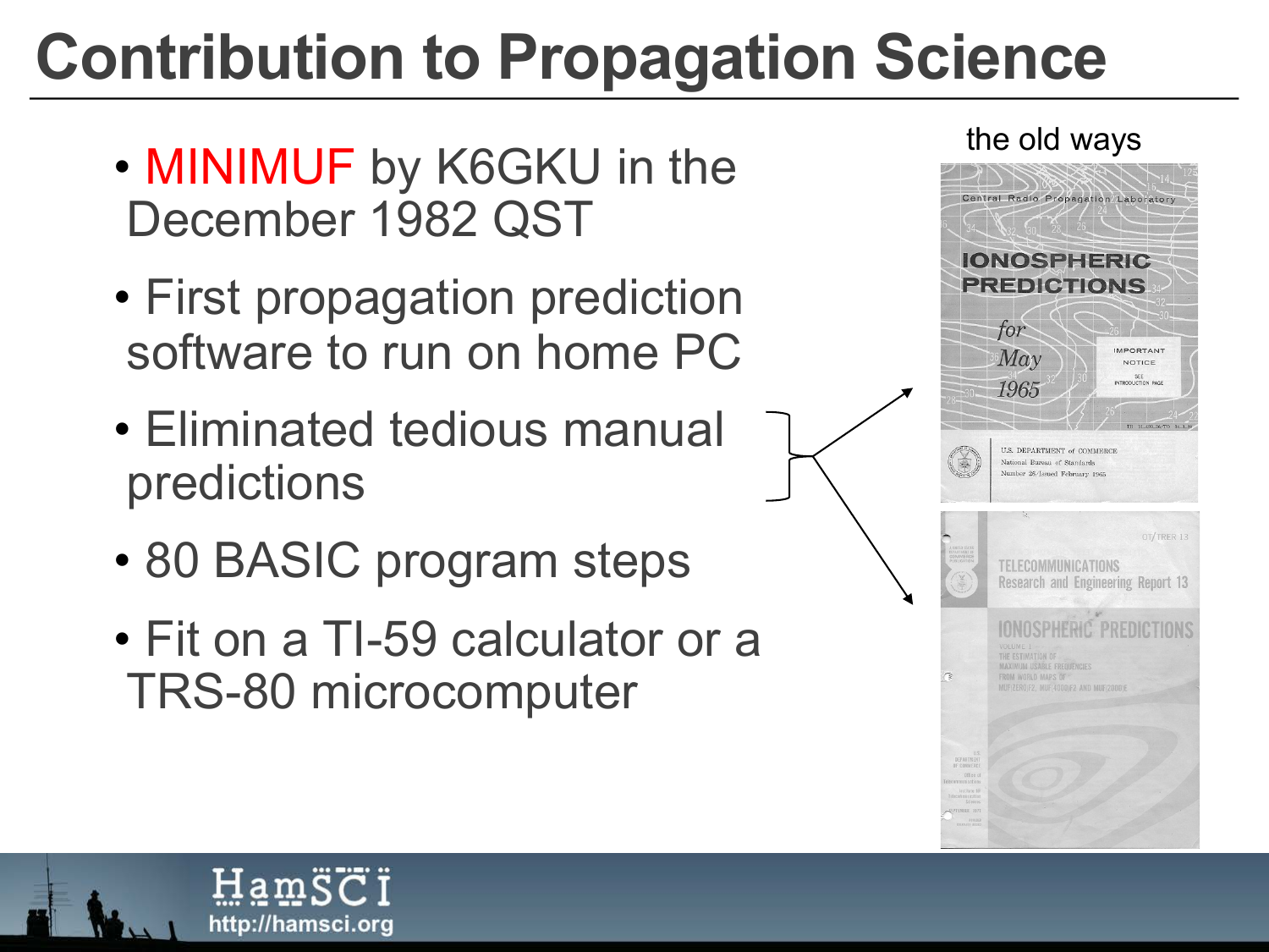# Contribution to Propagation Science

- MINIMUF by K6GKU in the December 1982 QST
- First propagation prediction software to run on home PC
- Eliminated tedious manual predictions
- 80 BASIC program steps
- Fit on a TI-59 calculator or a TRS-80 microcomputer

the old ways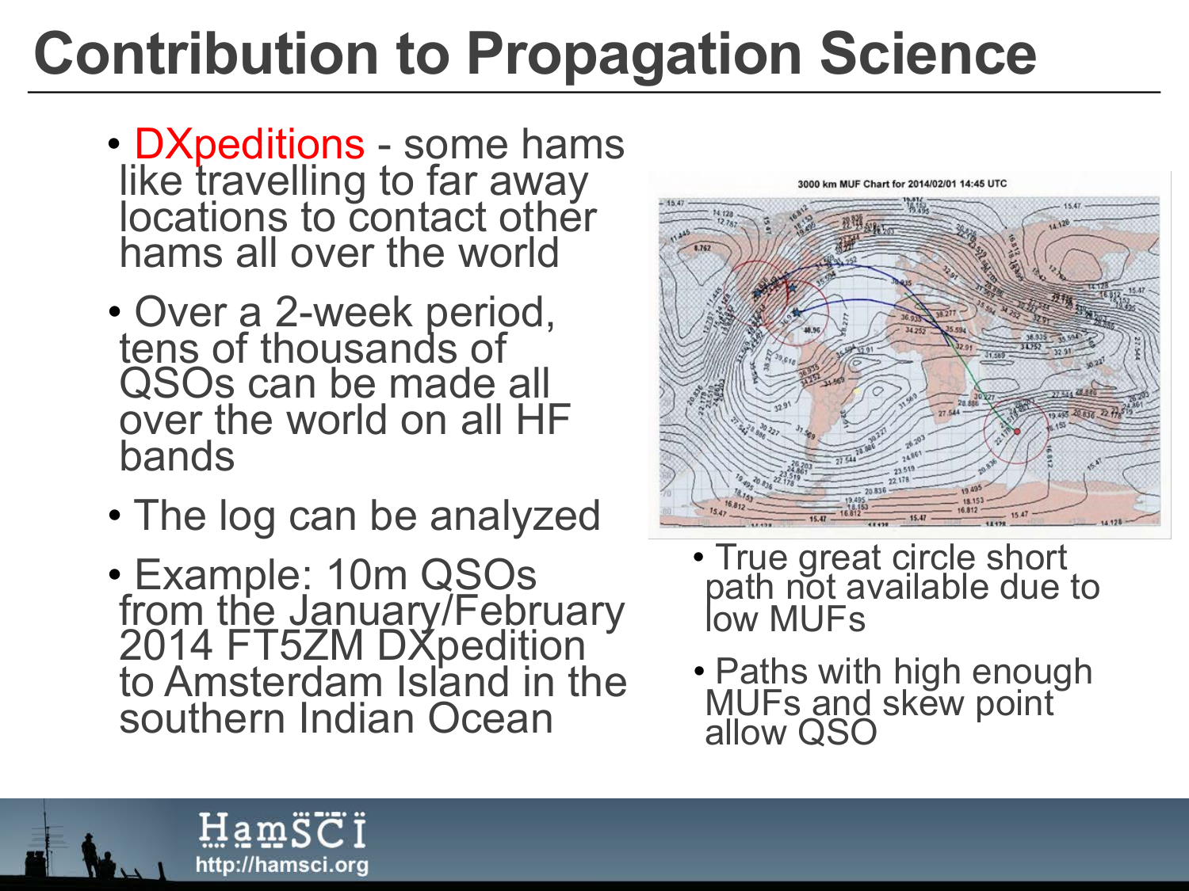# Contribution to Propagation Science

- DXpeditions - some hams like travelling to far away locations to contact other hams all over the world
- Over a 2-week period, tens of thousands of QSOs can be made all over the world on all HF bands
- The log can be analyzed
- Example: 10m QSOs from the January/February 2014 FT5ZM DXpedition to Amsterdam Island in the southern Indian Ocean

- True great circle short path not available due to low MUFs
- Paths with high enough MUFs and skew point allow QSO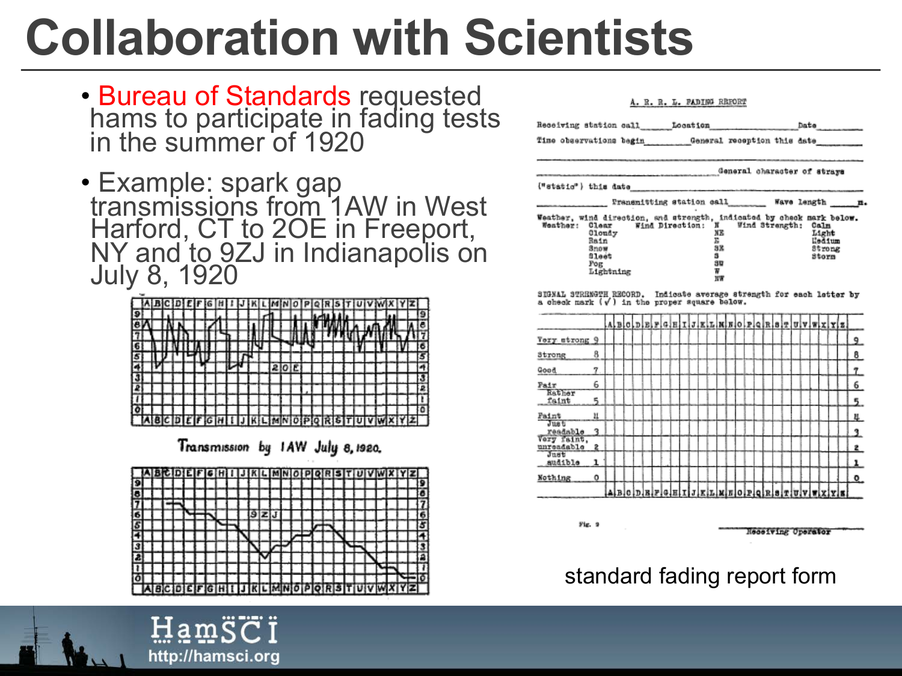# Collaboration with Scientists

- Bureau of Standards requested hams to participate in fading tests in the summer of 1920
- Example: spark gap transmissions from 1AW in West Harford, CT to 2OE in Freeport, NY and to 9ZJ in Indianapolis on July 8, 1920

Transmission by 1AW July 8, 1920.

standard fading report form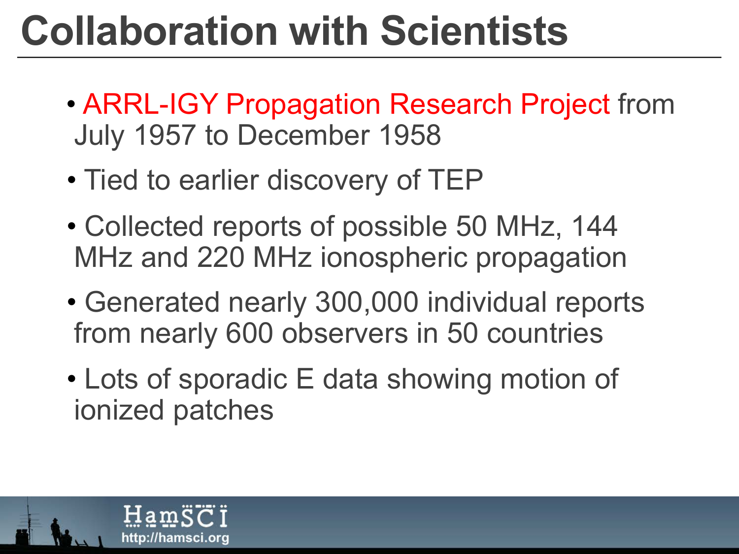# Collaboration with Scientists

- ARRL-IGY Propagation Research Project from July 1957 to December 1958
- Tied to earlier discovery of TEP
- Collected reports of possible 50 MHz, 144 MHz and 220 MHz ionospheric propagation
- Generated nearly 300,000 individual reports from nearly 600 observers in 50 countries
- Lots of sporadic E data showing motion of ionized patches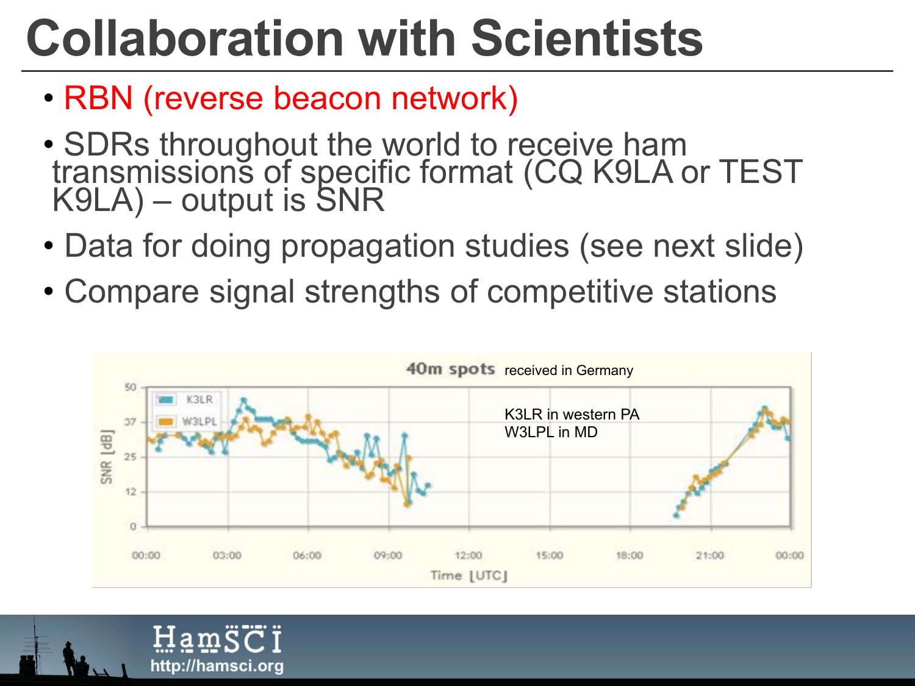# Collaboration with Scientists

- RBN (reverse beacon network)
- SDRs throughout the world to receive ham transmissions of specific format (CQ K9LA or TEST K9LA) – output is SNR
- Data for doing propagation studies (see next slide)
- Compare signal strengths of competitive stations

40m spots received in Germany

K3LR in western PA
W3LPL in MD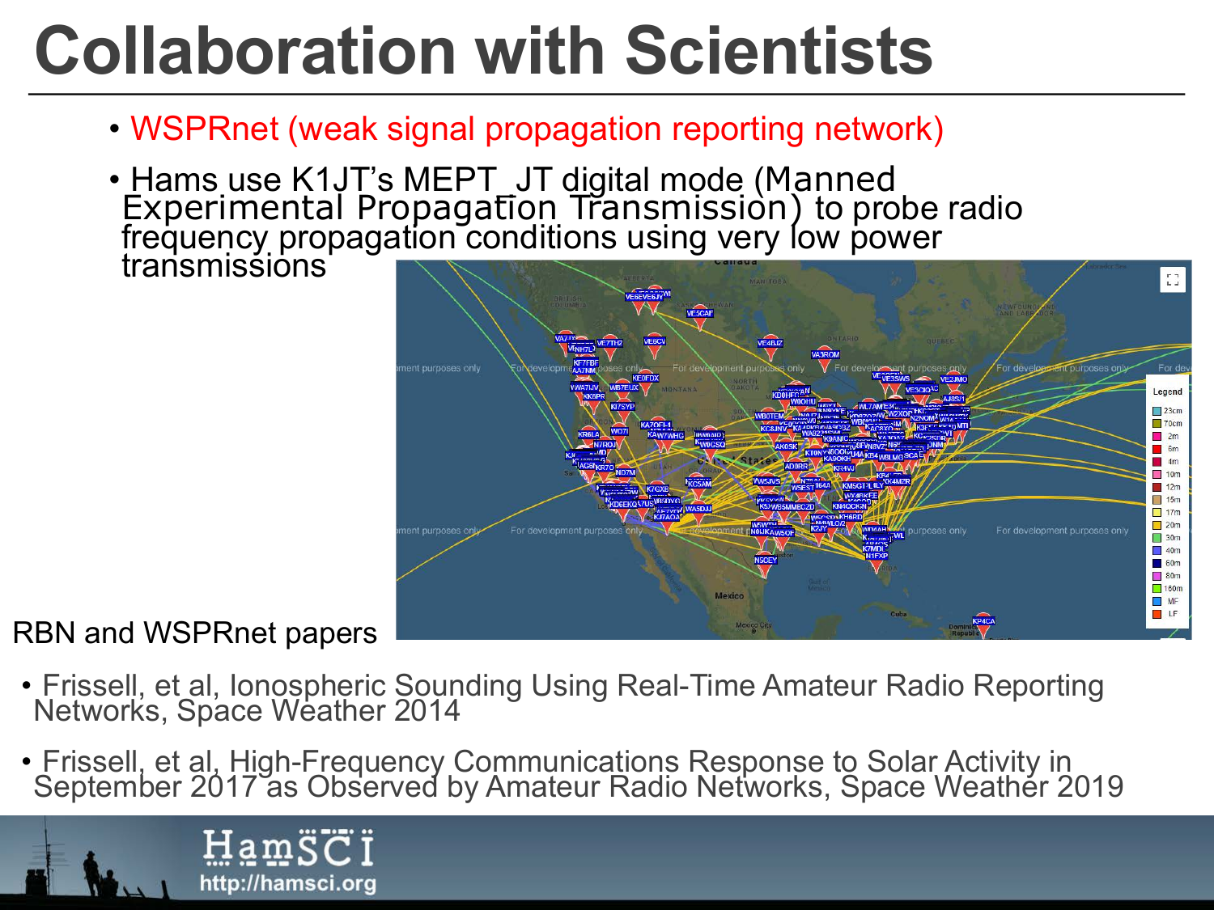# Collaboration with Scientists

- WSPRnet (weak signal propagation reporting network)
- Hams use K1JT's MEPT_JT digital mode (Manned Experimental Propagation Transmission) to probe radio frequency propagation conditions using very low power transmissions

RBN and WSPRnet papers

- Frissell, et al, Ionospheric Sounding Using Real-Time Amateur Radio Reporting Networks, Space Weather 2014
- Frissell, et al, High-Frequency Communications Response to Solar Activity in September 2017 as Observed by Amateur Radio Networks, Space Weather 2019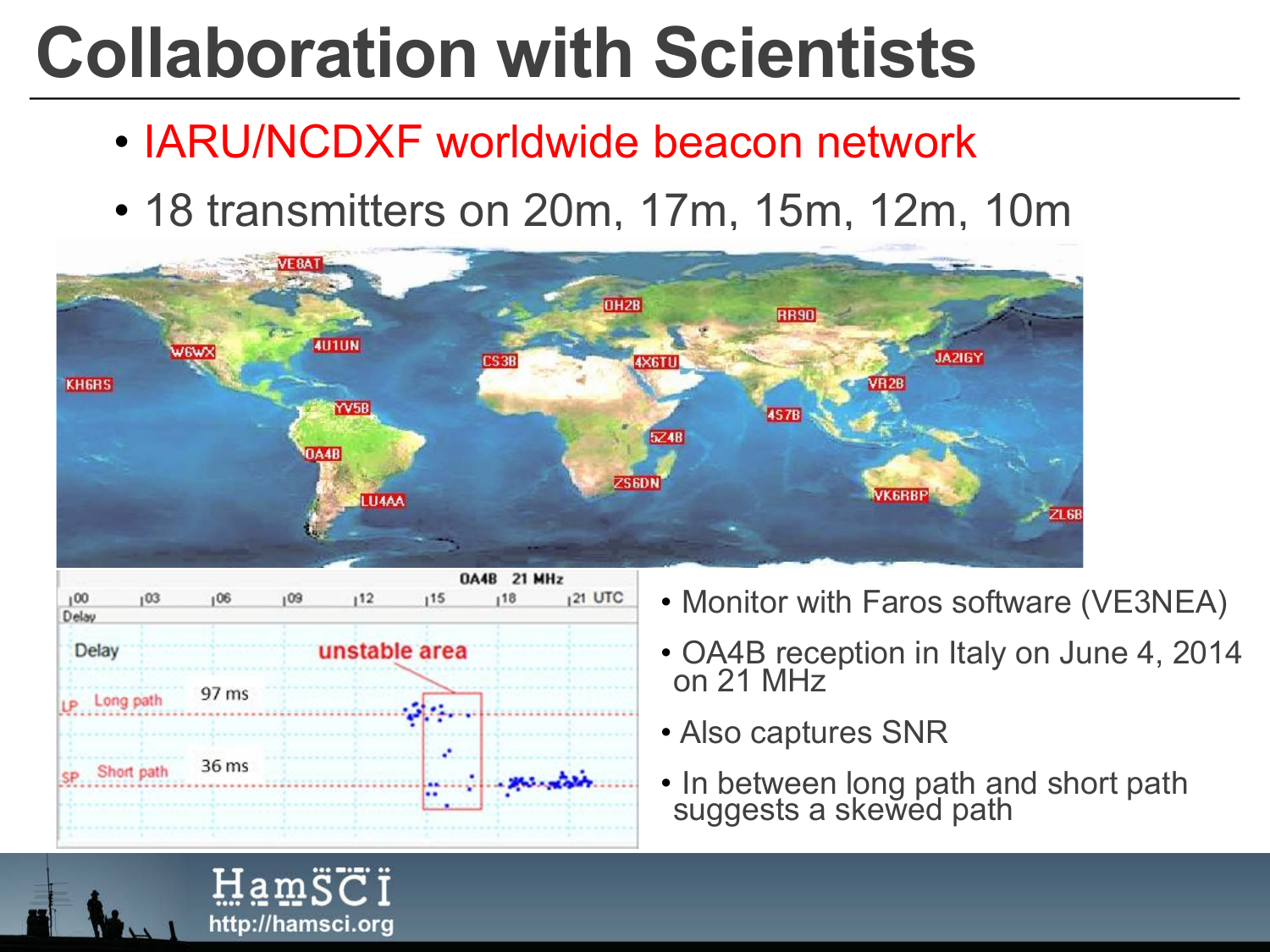# Collaboration with Scientists

- IARU/NCDXF worldwide beacon network
- 18 transmitters on 20m, 17m, 15m, 12m, 10m

- Monitor with Faros software (VE3NEA)
- OA4B reception in Italy on June 4, 2014 on 21 MHz
- Also captures SNR
- In between long path and short path suggests a skewed path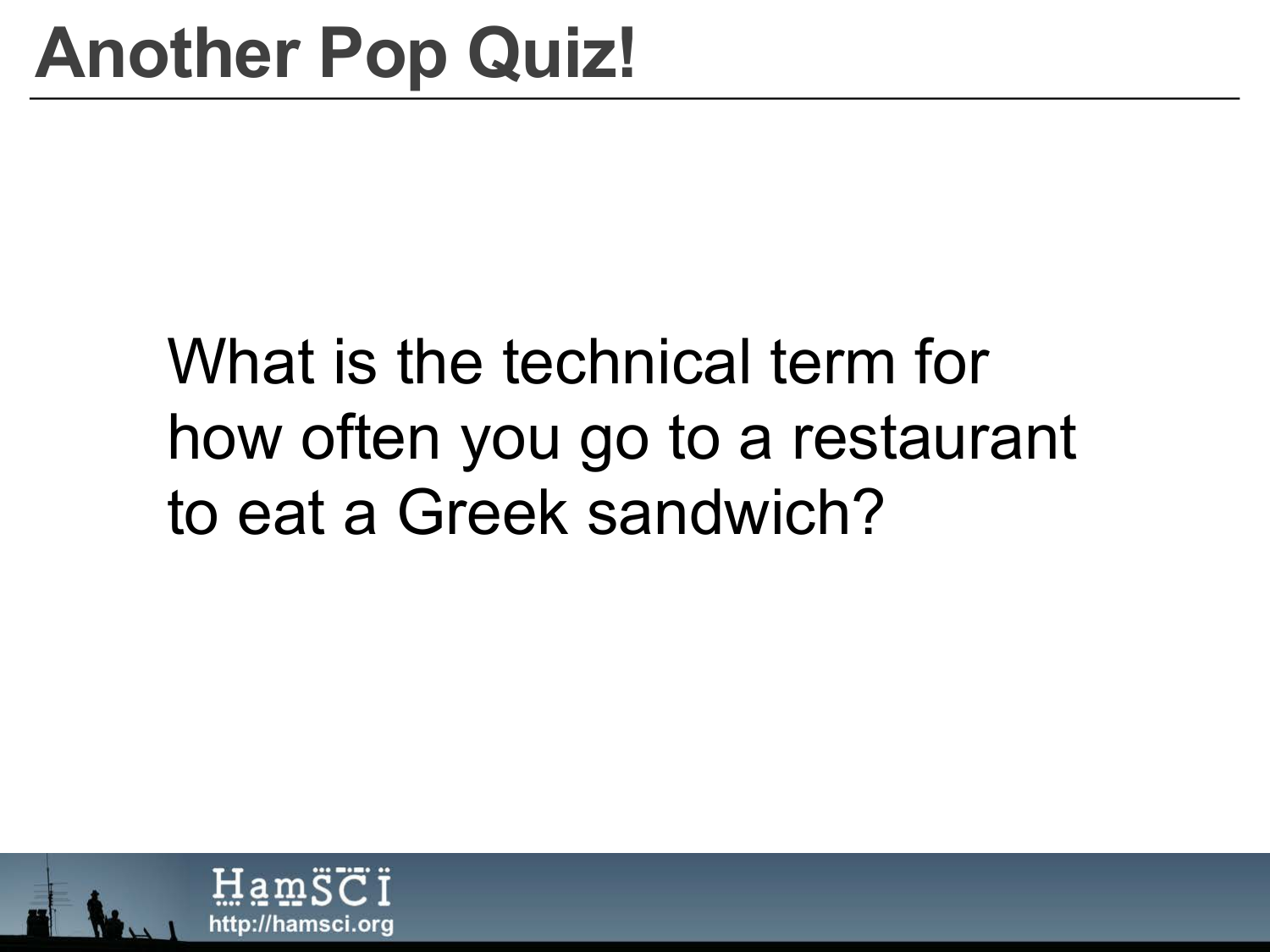# Another Pop Quiz!

What is the technical term for how often you go to a restaurant to eat a Greek sandwich?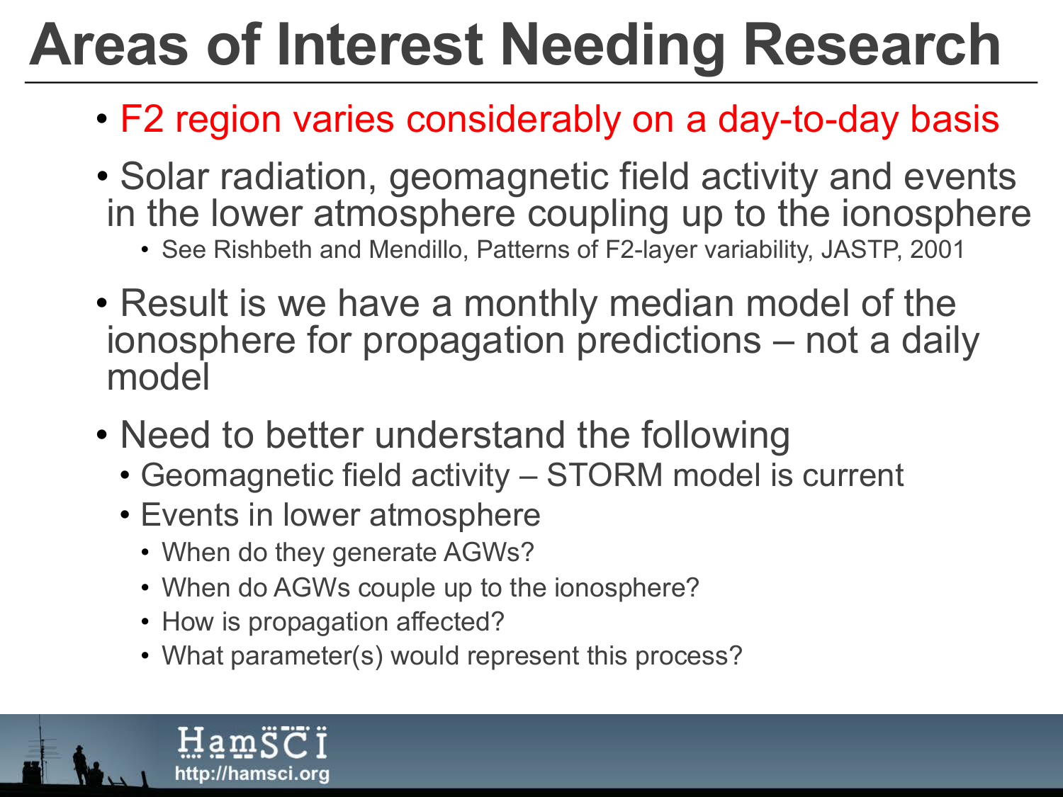# Areas of Interest Needing Research

- F2 region varies considerably on a day-to-day basis
- Solar radiation, geomagnetic field activity and events in the lower atmosphere coupling up to the ionosphere
  - See Rishbeth and Mendillo, Patterns of F2-layer variability, JASTP, 2001
- Result is we have a monthly median model of the ionosphere for propagation predictions – not a daily model
- Need to better understand the following
  - Geomagnetic field activity – STORM model is current
  - Events in lower atmosphere
    - When do they generate AGWs?
    - When do AGWs couple up to the ionosphere?
    - How is propagation affected?
    - What parameter(s) would represent this process?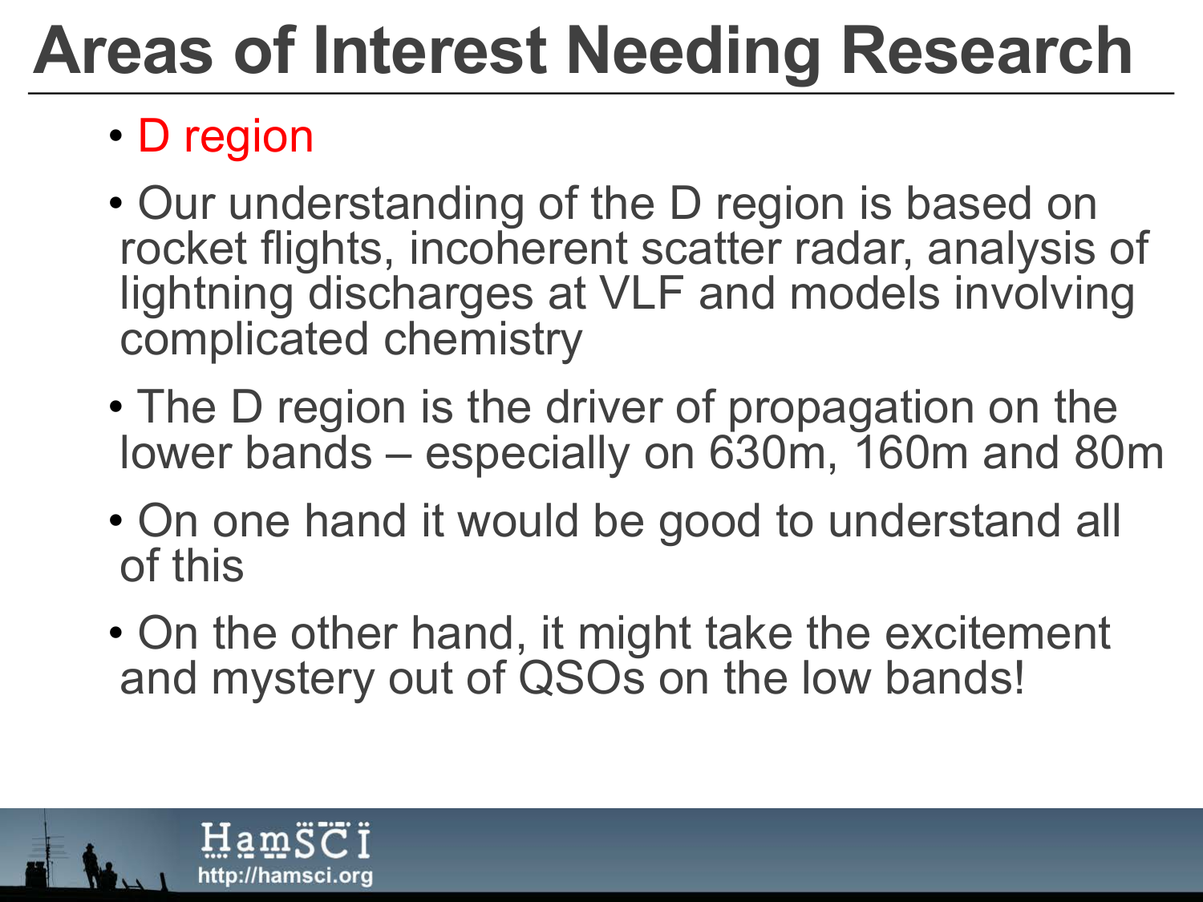# Areas of Interest Needing Research

- D region
- Our understanding of the D region is based on rocket flights, incoherent scatter radar, analysis of lightning discharges at VLF and models involving complicated chemistry
- The D region is the driver of propagation on the lower bands – especially on 630m, 160m and 80m
- On one hand it would be good to understand all of this
- On the other hand, it might take the excitement and mystery out of QSOs on the low bands!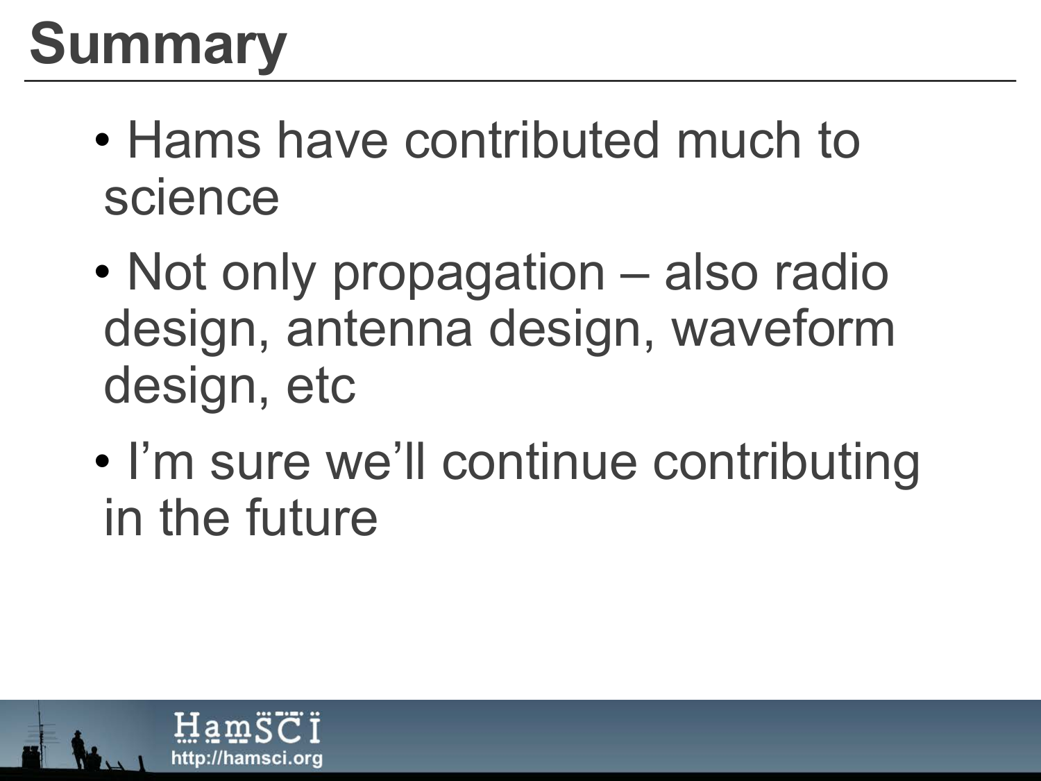# Summary

- Hams have contributed much to science
- Not only propagation – also radio design, antenna design, waveform design, etc
- I'm sure we'll continue contributing in the future